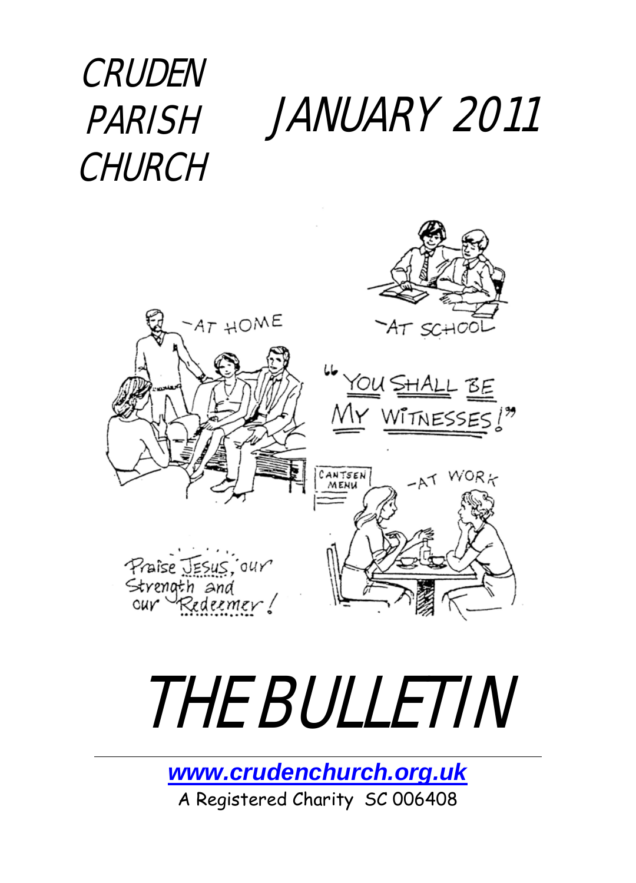# CRUDEN PARISH CHURCH

# JANUARY 2011

# THE BULLETIN

www.crudenchurch.org.uk

A Registered Charity SC 006408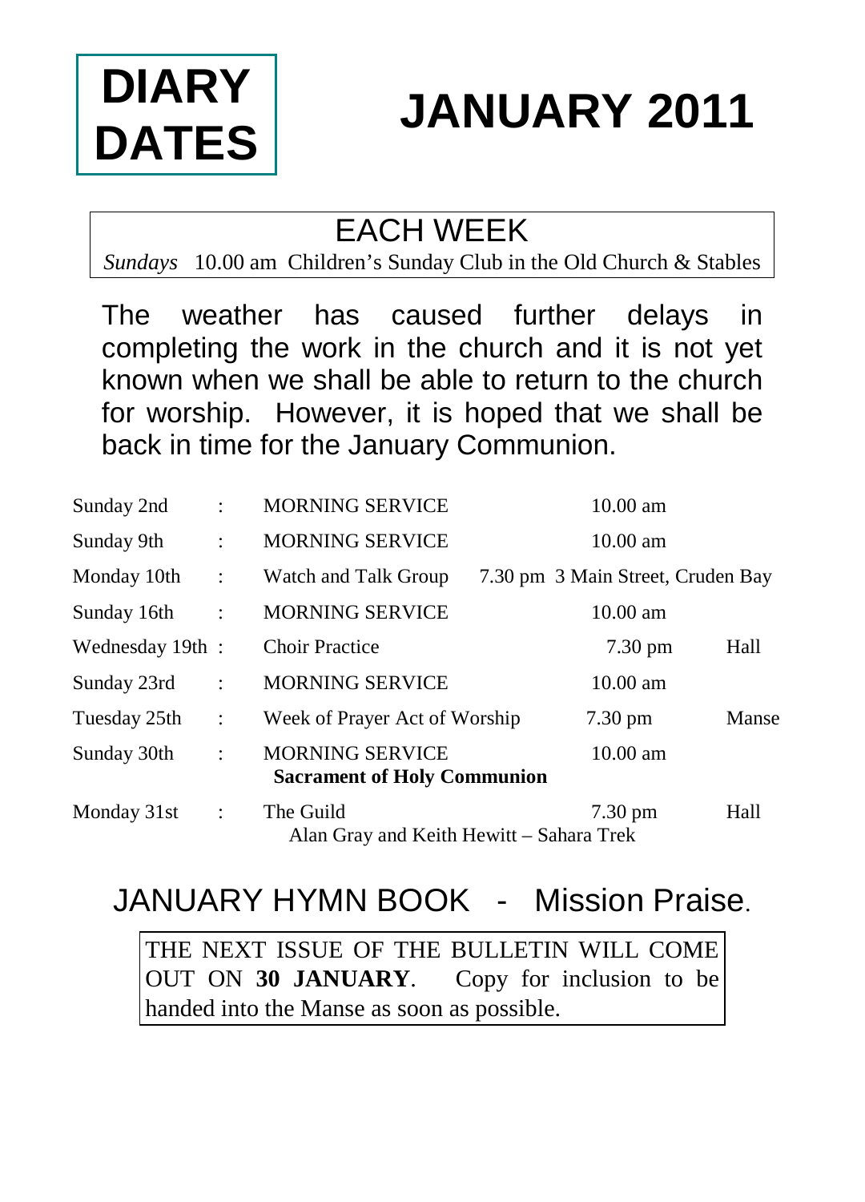# DIARY DATES

# JANUARY 2011

## EACH WEEK

*Sundays* 10.00 am Children's Sunday Club in the Old Church & Stables

The weather has caused further delays in completing the work in the church and it is not yet known when we shall be able to return to the church for worship. However, it is hoped that we shall be back in time for the January Communion.

| | | | | |
|---|---|---|---|---|
| Sunday 2nd | : | MORNING SERVICE | 10.00 am | |
| Sunday 9th | : | MORNING SERVICE | 10.00 am | |
| Monday 10th | : | Watch and Talk Group | 7.30 pm 3 Main Street, Cruden Bay | |
| Sunday 16th | : | MORNING SERVICE | 10.00 am | |
| Wednesday 19th | : | Choir Practice | 7.30 pm | Hall |
| Sunday 23rd | : | MORNING SERVICE | 10.00 am | |
| Tuesday 25th | : | Week of Prayer Act of Worship | 7.30 pm | Manse |
| Sunday 30th | : | MORNING SERVICE **Sacrament of Holy Communion** | 10.00 am | |
| Monday 31st | : | The Guild Alan Gray and Keith Hewitt – Sahara Trek | 7.30 pm | Hall |

## JANUARY HYMN BOOK - Mission Praise.

THE NEXT ISSUE OF THE BULLETIN WILL COME OUT ON **30 JANUARY**. Copy for inclusion to be handed into the Manse as soon as possible.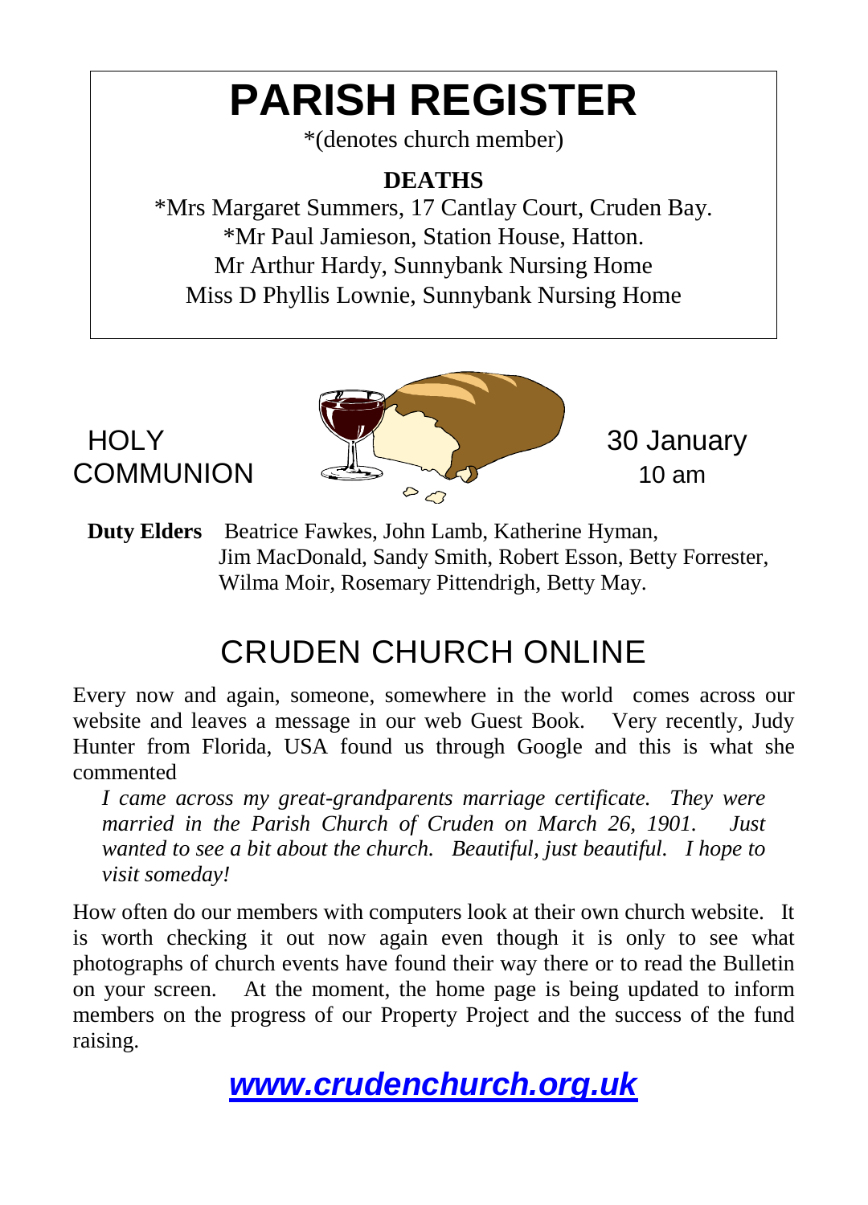# PARISH REGISTER

*(denotes church member)

## DEATHS

*Mrs Margaret Summers, 17 Cantlay Court, Cruden Bay.
*Mr Paul Jamieson, Station House, Hatton.
Mr Arthur Hardy, Sunnybank Nursing Home
Miss D Phyllis Lownie, Sunnybank Nursing Home

HOLY COMMUNION — 30 January, 10 am

**Duty Elders** Beatrice Fawkes, John Lamb, Katherine Hyman, Jim MacDonald, Sandy Smith, Robert Esson, Betty Forrester, Wilma Moir, Rosemary Pittendrigh, Betty May.

## CRUDEN CHURCH ONLINE

Every now and again, someone, somewhere in the world comes across our website and leaves a message in our web Guest Book. Very recently, Judy Hunter from Florida, USA found us through Google and this is what she commented

*I came across my great-grandparents marriage certificate. They were married in the Parish Church of Cruden on March 26, 1901. Just wanted to see a bit about the church. Beautiful, just beautiful. I hope to visit someday!*

How often do our members with computers look at their own church website. It is worth checking it out now again even though it is only to see what photographs of church events have found their way there or to read the Bulletin on your screen. At the moment, the home page is being updated to inform members on the progress of our Property Project and the success of the fund raising.

***www.crudenchurch.org.uk***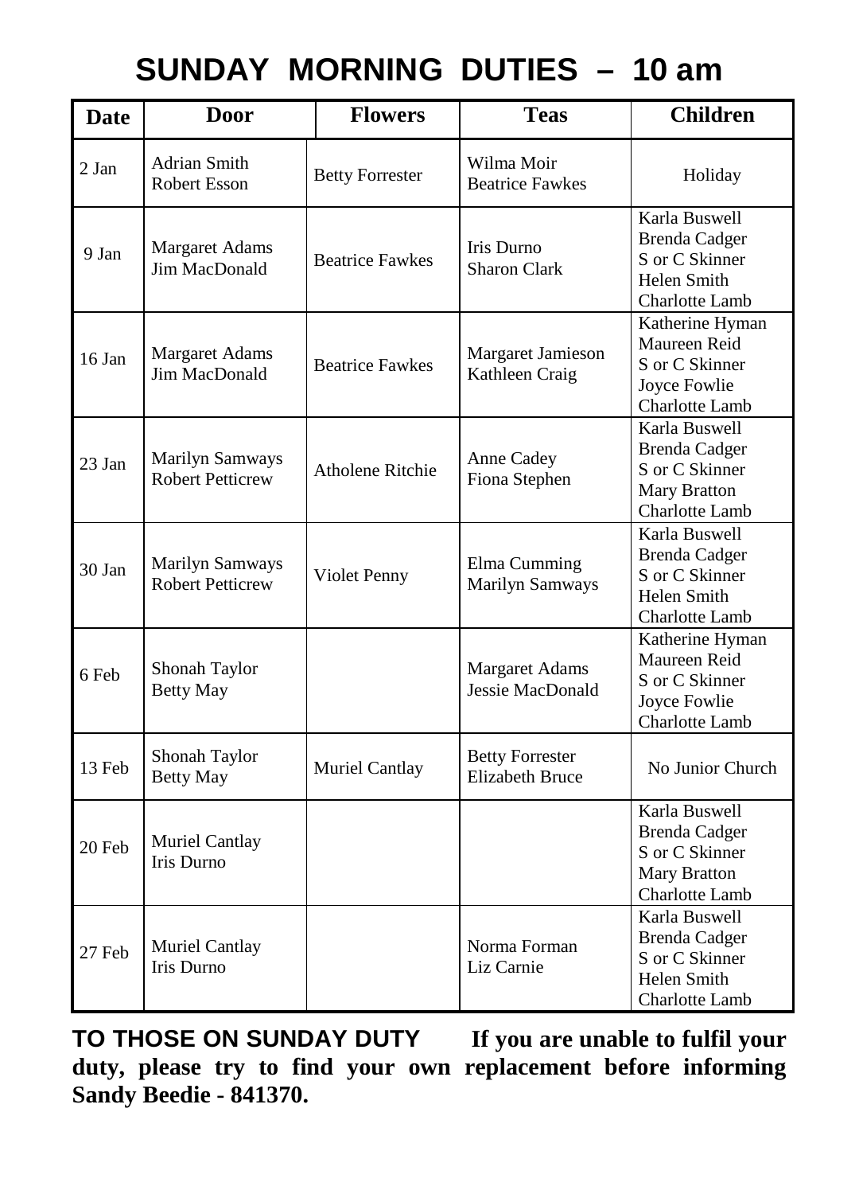# SUNDAY MORNING DUTIES – 10 am

| Date | Door | Flowers | Teas | Children |
|---|---|---|---|---|
| 2 Jan | Adrian Smith<br>Robert Esson | Betty Forrester | Wilma Moir<br>Beatrice Fawkes | Holiday |
| 9 Jan | Margaret Adams<br>Jim MacDonald | Beatrice Fawkes | Iris Durno<br>Sharon Clark | Karla Buswell<br>Brenda Cadger<br>S or C Skinner<br>Helen Smith<br>Charlotte Lamb |
| 16 Jan | Margaret Adams<br>Jim MacDonald | Beatrice Fawkes | Margaret Jamieson<br>Kathleen Craig | Katherine Hyman<br>Maureen Reid<br>S or C Skinner<br>Joyce Fowlie<br>Charlotte Lamb |
| 23 Jan | Marilyn Samways<br>Robert Petticrew | Atholene Ritchie | Anne Cadey<br>Fiona Stephen | Karla Buswell<br>Brenda Cadger<br>S or C Skinner<br>Mary Bratton<br>Charlotte Lamb |
| 30 Jan | Marilyn Samways<br>Robert Petticrew | Violet Penny | Elma Cumming<br>Marilyn Samways | Karla Buswell<br>Brenda Cadger<br>S or C Skinner<br>Helen Smith<br>Charlotte Lamb |
| 6 Feb | Shonah Taylor<br>Betty May | | Margaret Adams<br>Jessie MacDonald | Katherine Hyman<br>Maureen Reid<br>S or C Skinner<br>Joyce Fowlie<br>Charlotte Lamb |
| 13 Feb | Shonah Taylor<br>Betty May | Muriel Cantlay | Betty Forrester<br>Elizabeth Bruce | No Junior Church |
| 20 Feb | Muriel Cantlay<br>Iris Durno | | | Karla Buswell<br>Brenda Cadger<br>S or C Skinner<br>Mary Bratton<br>Charlotte Lamb |
| 27 Feb | Muriel Cantlay<br>Iris Durno | | Norma Forman<br>Liz Carnie | Karla Buswell<br>Brenda Cadger<br>S or C Skinner<br>Helen Smith<br>Charlotte Lamb |

**TO THOSE ON SUNDAY DUTY** **If you are unable to fulfil your duty, please try to find your own replacement before informing Sandy Beedie - 841370.**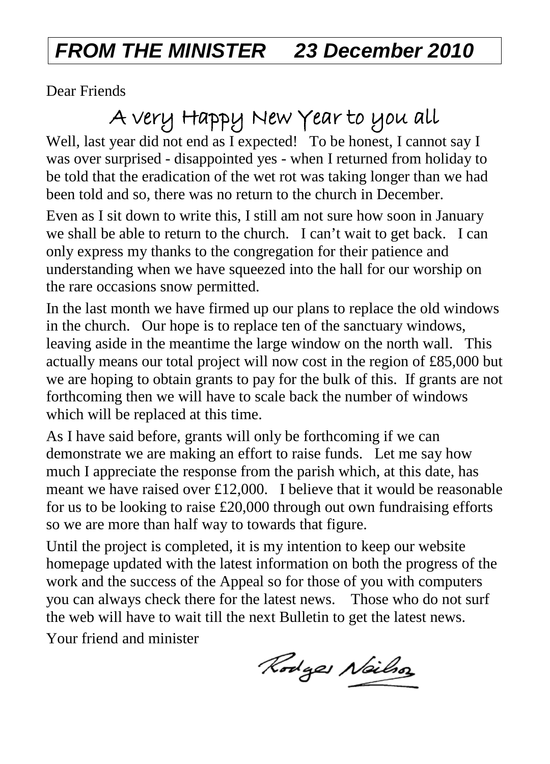# *FROM THE MINISTER 23 December 2010*

Dear Friends

## A very Happy New Year to you all

Well, last year did not end as I expected! To be honest, I cannot say I was over surprised - disappointed yes - when I returned from holiday to be told that the eradication of the wet rot was taking longer than we had been told and so, there was no return to the church in December.

Even as I sit down to write this, I still am not sure how soon in January we shall be able to return to the church. I can't wait to get back. I can only express my thanks to the congregation for their patience and understanding when we have squeezed into the hall for our worship on the rare occasions snow permitted.

In the last month we have firmed up our plans to replace the old windows in the church. Our hope is to replace ten of the sanctuary windows, leaving aside in the meantime the large window on the north wall. This actually means our total project will now cost in the region of £85,000 but we are hoping to obtain grants to pay for the bulk of this. If grants are not forthcoming then we will have to scale back the number of windows which will be replaced at this time.

As I have said before, grants will only be forthcoming if we can demonstrate we are making an effort to raise funds. Let me say how much I appreciate the response from the parish which, at this date, has meant we have raised over £12,000. I believe that it would be reasonable for us to be looking to raise £20,000 through out own fundraising efforts so we are more than half way to towards that figure.

Until the project is completed, it is my intention to keep our website homepage updated with the latest information on both the progress of the work and the success of the Appeal so for those of you with computers you can always check there for the latest news. Those who do not surf the web will have to wait till the next Bulletin to get the latest news.

Your friend and minister

Rodger Neilson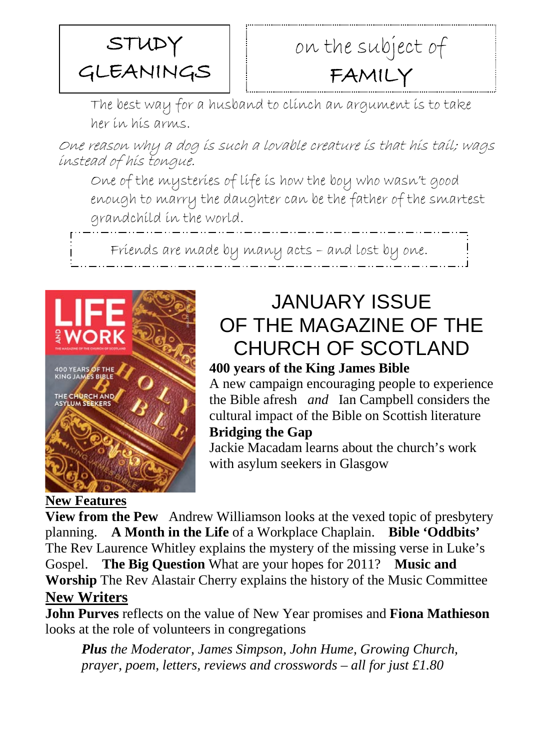# STUDY GLEANINGS

## on the subject of FAMILY

The best way for a husband to clinch an argument is to take her in his arms.

*One reason why a dog is such a lovable creature is that his tail; wags instead of his tongue.*

One of the mysteries of life is how the boy who wasn't good enough to marry the daughter can be the father of the smartest grandchild in the world.

Friends are made by many acts – and lost by one.

## JANUARY ISSUE OF THE MAGAZINE OF THE CHURCH OF SCOTLAND

**400 years of the King James Bible**

A new campaign encouraging people to experience the Bible afresh *and* Ian Campbell considers the cultural impact of the Bible on Scottish literature

**Bridging the Gap**

Jackie Macadam learns about the church's work with asylum seekers in Glasgow

**New Features**

**View from the Pew** Andrew Williamson looks at the vexed topic of presbytery planning. **A Month in the Life** of a Workplace Chaplain. **Bible 'Oddbits'** The Rev Laurence Whitley explains the mystery of the missing verse in Luke's Gospel. **The Big Question** What are your hopes for 2011? **Music and Worship** The Rev Alastair Cherry explains the history of the Music Committee

**New Writers**

**John Purves** reflects on the value of New Year promises and **Fiona Mathieson** looks at the role of volunteers in congregations

***Plus** the Moderator, James Simpson, John Hume, Growing Church, prayer, poem, letters, reviews and crosswords – all for just £1.80*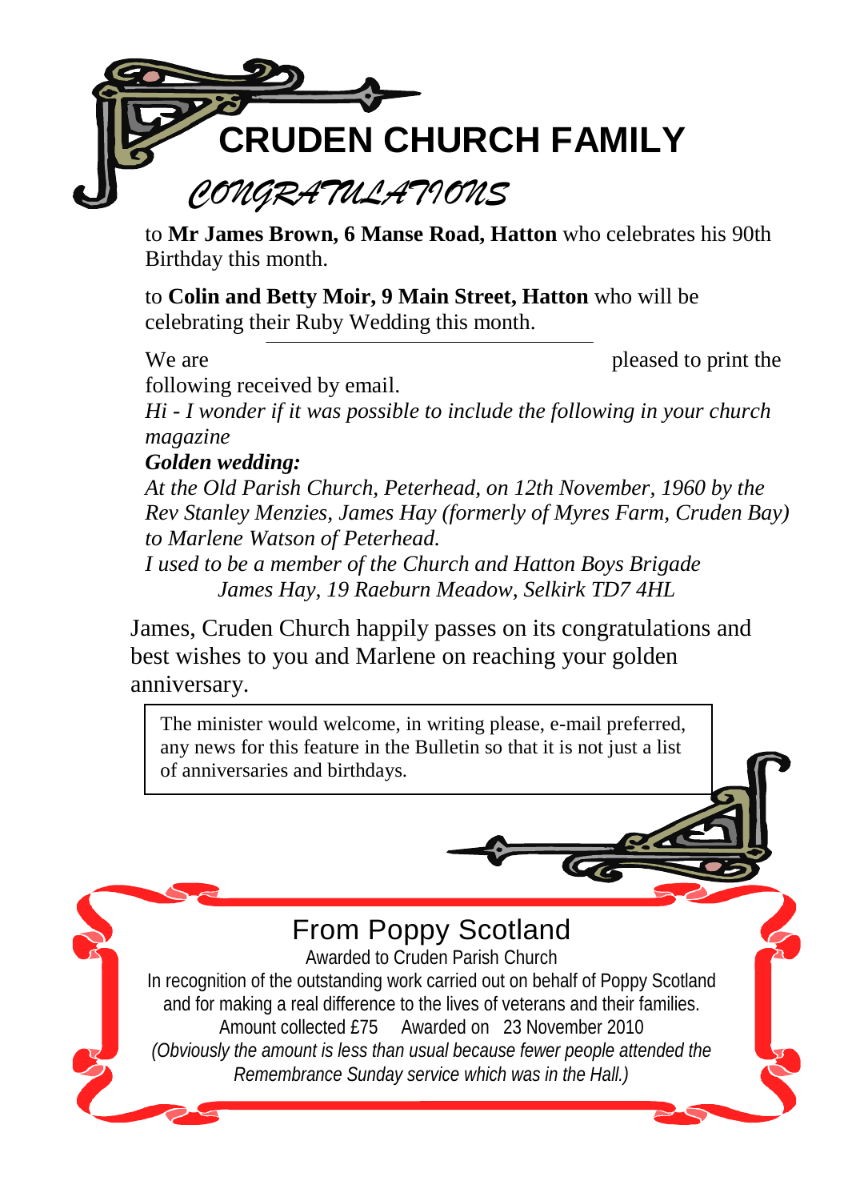# CRUDEN CHURCH FAMILY

## *CONGRATULATIONS*

to **Mr James Brown, 6 Manse Road, Hatton** who celebrates his 90th Birthday this month.

to **Colin and Betty Moir, 9 Main Street, Hatton** who will be celebrating their Ruby Wedding this month.

---

We are pleased to print the following received by email.

*Hi - I wonder if it was possible to include the following in your church magazine*

***Golden wedding:***

*At the Old Parish Church, Peterhead, on 12th November, 1960 by the Rev Stanley Menzies, James Hay (formerly of Myres Farm, Cruden Bay) to Marlene Watson of Peterhead.*

*I used to be a member of the Church and Hatton Boys Brigade*

*James Hay, 19 Raeburn Meadow, Selkirk TD7 4HL*

James, Cruden Church happily passes on its congratulations and best wishes to you and Marlene on reaching your golden anniversary.

> The minister would welcome, in writing please, e-mail preferred, any news for this feature in the Bulletin so that it is not just a list of anniversaries and birthdays.

## From Poppy Scotland

Awarded to Cruden Parish Church

In recognition of the outstanding work carried out on behalf of Poppy Scotland and for making a real difference to the lives of veterans and their families.

Amount collected £75 Awarded on 23 November 2010

*(Obviously the amount is less than usual because fewer people attended the Remembrance Sunday service which was in the Hall.)*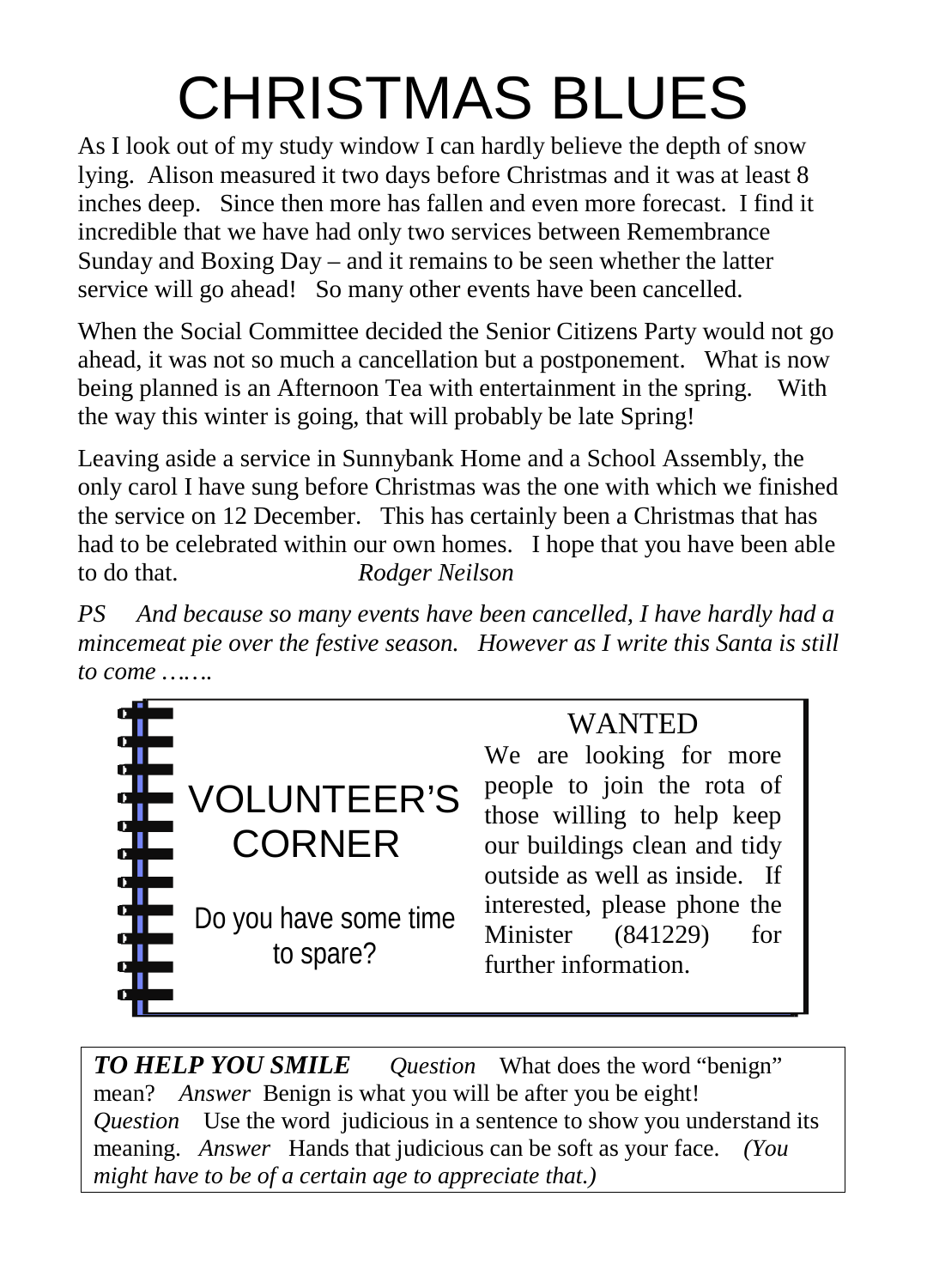# CHRISTMAS BLUES

As I look out of my study window I can hardly believe the depth of snow lying. Alison measured it two days before Christmas and it was at least 8 inches deep. Since then more has fallen and even more forecast. I find it incredible that we have had only two services between Remembrance Sunday and Boxing Day – and it remains to be seen whether the latter service will go ahead! So many other events have been cancelled.

When the Social Committee decided the Senior Citizens Party would not go ahead, it was not so much a cancellation but a postponement. What is now being planned is an Afternoon Tea with entertainment in the spring. With the way this winter is going, that will probably be late Spring!

Leaving aside a service in Sunnybank Home and a School Assembly, the only carol I have sung before Christmas was the one with which we finished the service on 12 December. This has certainly been a Christmas that has had to be celebrated within our own homes. I hope that you have been able to do that. *Rodger Neilson*

*PS And because so many events have been cancelled, I have hardly had a mincemeat pie over the festive season. However as I write this Santa is still to come …….*

## VOLUNTEER'S CORNER

Do you have some time to spare?

**WANTED**

We are looking for more people to join the rota of those willing to help keep our buildings clean and tidy outside as well as inside. If interested, please phone the Minister (841229) for further information.

***TO HELP YOU SMILE*** *Question* What does the word "benign" mean? *Answer* Benign is what you will be after you be eight! *Question* Use the word judicious in a sentence to show you understand its meaning. *Answer* Hands that judicious can be soft as your face. *(You might have to be of a certain age to appreciate that.)*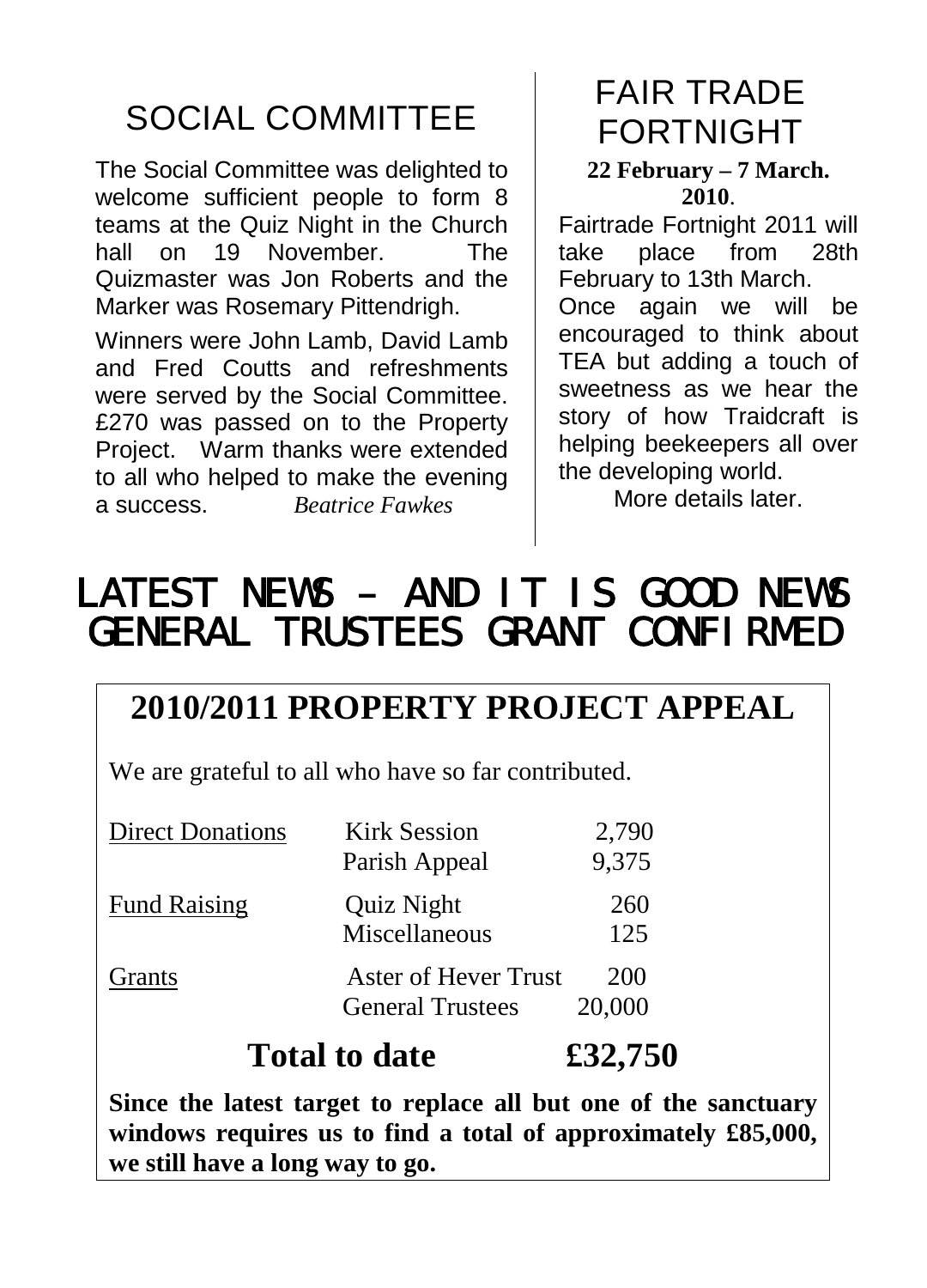## SOCIAL COMMITTEE

The Social Committee was delighted to welcome sufficient people to form 8 teams at the Quiz Night in the Church hall on 19 November. The Quizmaster was Jon Roberts and the Marker was Rosemary Pittendrigh.

Winners were John Lamb, David Lamb and Fred Coutts and refreshments were served by the Social Committee. £270 was passed on to the Property Project. Warm thanks were extended to all who helped to make the evening a success. *Beatrice Fawkes*

## FAIR TRADE FORTNIGHT

**22 February – 7 March. 2010**.

Fairtrade Fortnight 2011 will take place from 28th February to 13th March.

Once again we will be encouraged to think about TEA but adding a touch of sweetness as we hear the story of how Traidcraft is helping beekeepers all over the developing world.

More details later.

# LATEST NEWS – AND IT IS GOOD NEWS GENERAL TRUSTEES GRANT CONFIRMED

## 2010/2011 PROPERTY PROJECT APPEAL

We are grateful to all who have so far contributed.

| | | |
|---|---|---|
| Direct Donations | Kirk Session | 2,790 |
| | Parish Appeal | 9,375 |
| Fund Raising | Quiz Night | 260 |
| | Miscellaneous | 125 |
| Grants | Aster of Hever Trust | 200 |
| | General Trustees | 20,000 |
| | **Total to date** | **£32,750** |

**Since the latest target to replace all but one of the sanctuary windows requires us to find a total of approximately £85,000, we still have a long way to go.**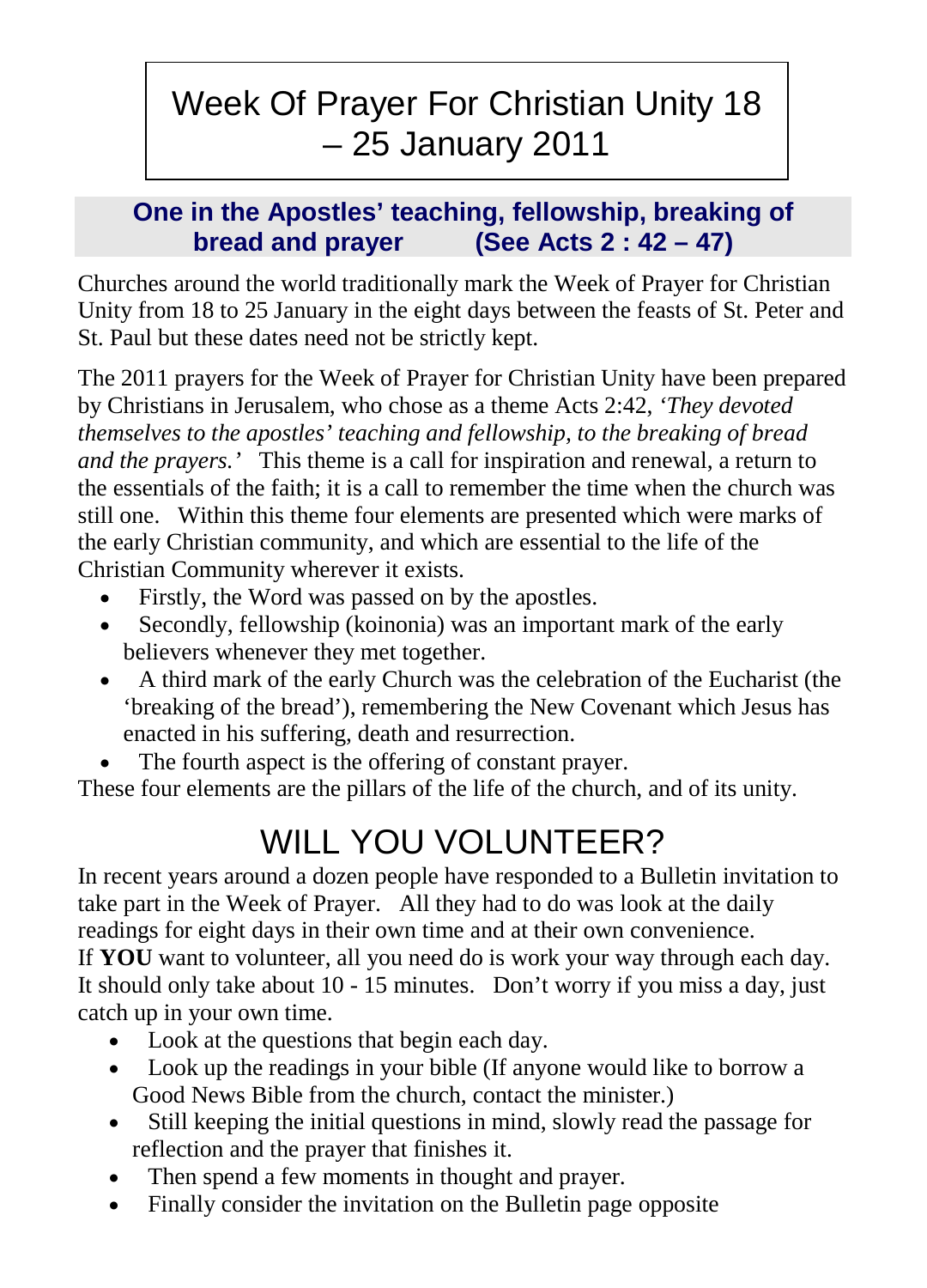# Week Of Prayer For Christian Unity 18 – 25 January 2011

## One in the Apostles' teaching, fellowship, breaking of bread and prayer (See Acts 2 : 42 – 47)

Churches around the world traditionally mark the Week of Prayer for Christian Unity from 18 to 25 January in the eight days between the feasts of St. Peter and St. Paul but these dates need not be strictly kept.

The 2011 prayers for the Week of Prayer for Christian Unity have been prepared by Christians in Jerusalem, who chose as a theme Acts 2:42, *'They devoted themselves to the apostles' teaching and fellowship, to the breaking of bread and the prayers.'* This theme is a call for inspiration and renewal, a return to the essentials of the faith; it is a call to remember the time when the church was still one. Within this theme four elements are presented which were marks of the early Christian community, and which are essential to the life of the Christian Community wherever it exists.

- Firstly, the Word was passed on by the apostles.
- Secondly, fellowship (koinonia) was an important mark of the early believers whenever they met together.
- A third mark of the early Church was the celebration of the Eucharist (the 'breaking of the bread'), remembering the New Covenant which Jesus has enacted in his suffering, death and resurrection.
- The fourth aspect is the offering of constant prayer.

These four elements are the pillars of the life of the church, and of its unity.

# WILL YOU VOLUNTEER?

In recent years around a dozen people have responded to a Bulletin invitation to take part in the Week of Prayer. All they had to do was look at the daily readings for eight days in their own time and at their own convenience.
If **YOU** want to volunteer, all you need do is work your way through each day. It should only take about 10 - 15 minutes. Don't worry if you miss a day, just catch up in your own time.

- Look at the questions that begin each day.
- Look up the readings in your bible (If anyone would like to borrow a Good News Bible from the church, contact the minister.)
- Still keeping the initial questions in mind, slowly read the passage for reflection and the prayer that finishes it.
- Then spend a few moments in thought and prayer.
- Finally consider the invitation on the Bulletin page opposite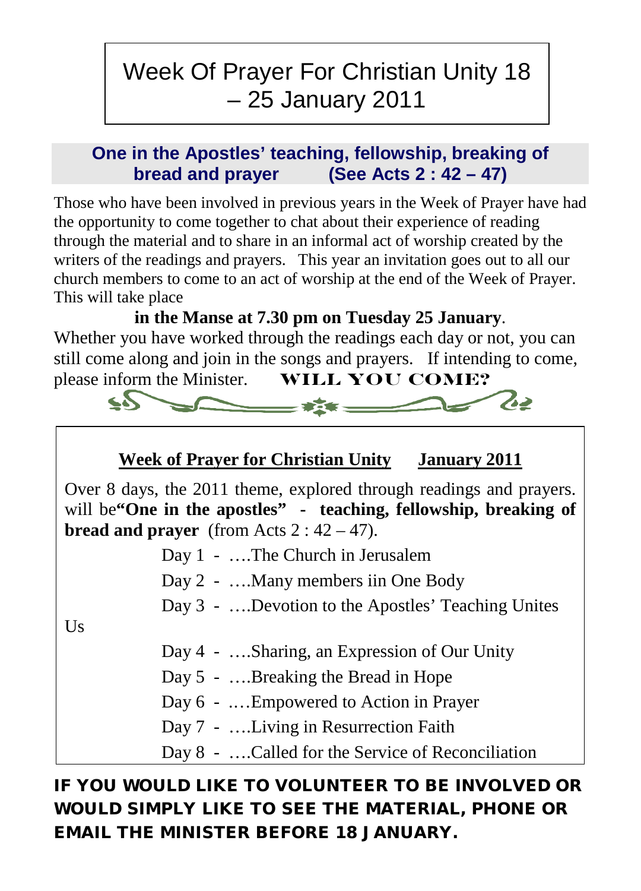# Week Of Prayer For Christian Unity 18 – 25 January 2011

## One in the Apostles' teaching, fellowship, breaking of bread and prayer (See Acts 2 : 42 – 47)

Those who have been involved in previous years in the Week of Prayer have had the opportunity to come together to chat about their experience of reading through the material and to share in an informal act of worship created by the writers of the readings and prayers. This year an invitation goes out to all our church members to come to an act of worship at the end of the Week of Prayer. This will take place

**in the Manse at 7.30 pm on Tuesday 25 January**.

Whether you have worked through the readings each day or not, you can still come along and join in the songs and prayers. If intending to come, please inform the Minister. **WILL YOU COME?**

---

**Week of Prayer for Christian Unity January 2011**

Over 8 days, the 2011 theme, explored through readings and prayers. will be **"One in the apostles" - teaching, fellowship, breaking of bread and prayer** (from Acts 2 : 42 – 47).

Day 1 - ….The Church in Jerusalem

Day 2 - ….Many members iin One Body

Day 3 - ….Devotion to the Apostles' Teaching Unites Us

Day 4 - ….Sharing, an Expression of Our Unity

Day 5 - ….Breaking the Bread in Hope

Day 6 - ….Empowered to Action in Prayer

Day 7 - ….Living in Resurrection Faith

Day 8 - ….Called for the Service of Reconciliation

**IF YOU WOULD LIKE TO VOLUNTEER TO BE INVOLVED OR WOULD SIMPLY LIKE TO SEE THE MATERIAL, PHONE OR EMAIL THE MINISTER BEFORE 18 JANUARY.**